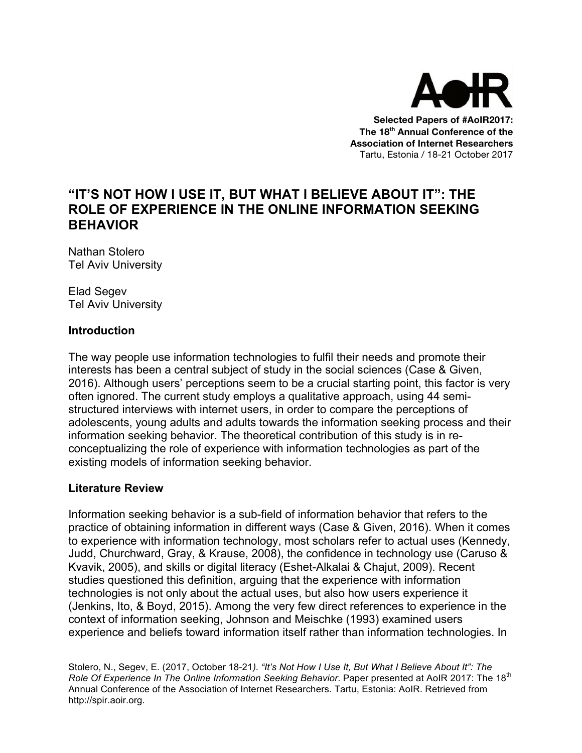**Selected Papers of #AoIR2017:**
**The 18th Annual Conference of the Association of Internet Researchers**
Tartu, Estonia / 18-21 October 2017

# "IT'S NOT HOW I USE IT, BUT WHAT I BELIEVE ABOUT IT": THE ROLE OF EXPERIENCE IN THE ONLINE INFORMATION SEEKING BEHAVIOR

Nathan Stolero
Tel Aviv University

Elad Segev
Tel Aviv University

## Introduction

The way people use information technologies to fulfil their needs and promote their interests has been a central subject of study in the social sciences (Case & Given, 2016). Although users' perceptions seem to be a crucial starting point, this factor is very often ignored. The current study employs a qualitative approach, using 44 semi-structured interviews with internet users, in order to compare the perceptions of adolescents, young adults and adults towards the information seeking process and their information seeking behavior. The theoretical contribution of this study is in re-conceptualizing the role of experience with information technologies as part of the existing models of information seeking behavior.

## Literature Review

Information seeking behavior is a sub-field of information behavior that refers to the practice of obtaining information in different ways (Case & Given, 2016). When it comes to experience with information technology, most scholars refer to actual uses (Kennedy, Judd, Churchward, Gray, & Krause, 2008), the confidence in technology use (Caruso & Kvavik, 2005), and skills or digital literacy (Eshet-Alkalai & Chajut, 2009). Recent studies questioned this definition, arguing that the experience with information technologies is not only about the actual uses, but also how users experience it (Jenkins, Ito, & Boyd, 2015). Among the very few direct references to experience in the context of information seeking, Johnson and Meischke (1993) examined users experience and beliefs toward information itself rather than information technologies. In

Stolero, N., Segev, E. (2017, October 18-21). *"It's Not How I Use It, But What I Believe About It": The Role Of Experience In The Online Information Seeking Behavior*. Paper presented at AoIR 2017: The 18th Annual Conference of the Association of Internet Researchers. Tartu, Estonia: AoIR. Retrieved from http://spir.aoir.org.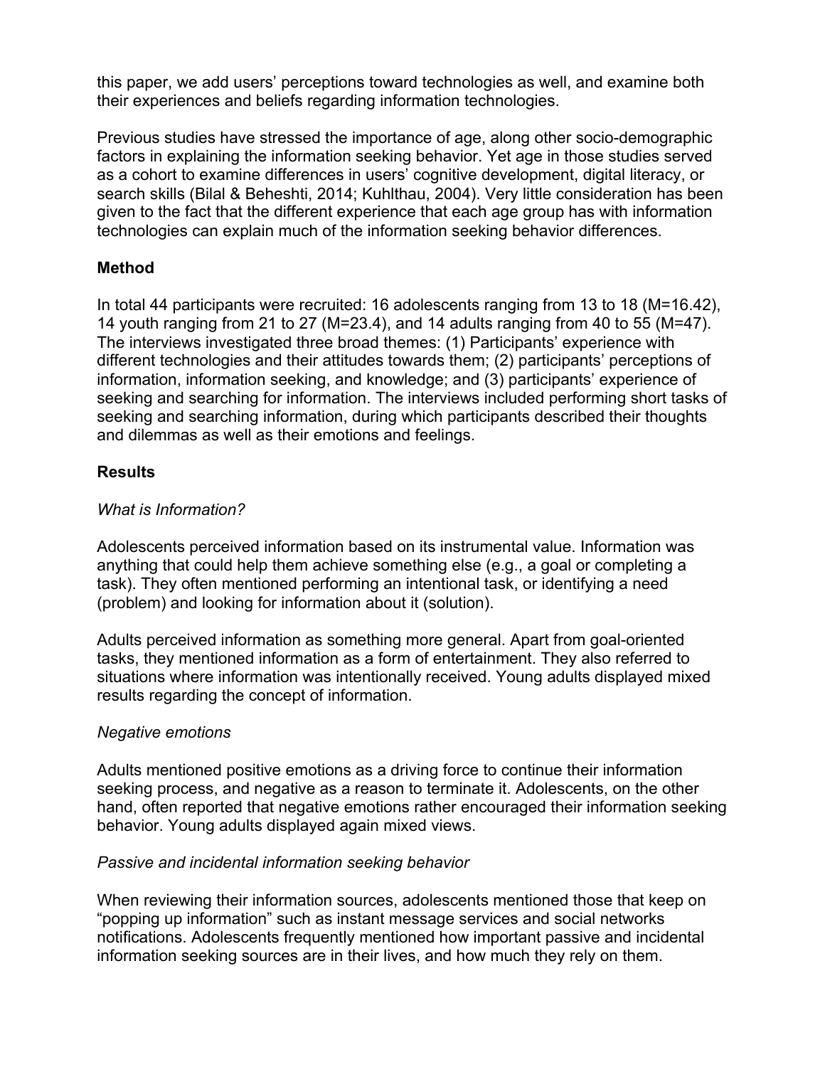this paper, we add users' perceptions toward technologies as well, and examine both their experiences and beliefs regarding information technologies.

Previous studies have stressed the importance of age, along other socio-demographic factors in explaining the information seeking behavior. Yet age in those studies served as a cohort to examine differences in users' cognitive development, digital literacy, or search skills (Bilal & Beheshti, 2014; Kuhlthau, 2004). Very little consideration has been given to the fact that the different experience that each age group has with information technologies can explain much of the information seeking behavior differences.

## Method

In total 44 participants were recruited: 16 adolescents ranging from 13 to 18 (M=16.42), 14 youth ranging from 21 to 27 (M=23.4), and 14 adults ranging from 40 to 55 (M=47). The interviews investigated three broad themes: (1) Participants' experience with different technologies and their attitudes towards them; (2) participants' perceptions of information, information seeking, and knowledge; and (3) participants' experience of seeking and searching for information. The interviews included performing short tasks of seeking and searching information, during which participants described their thoughts and dilemmas as well as their emotions and feelings.

## Results

### *What is Information?*

Adolescents perceived information based on its instrumental value. Information was anything that could help them achieve something else (e.g., a goal or completing a task). They often mentioned performing an intentional task, or identifying a need (problem) and looking for information about it (solution).

Adults perceived information as something more general. Apart from goal-oriented tasks, they mentioned information as a form of entertainment. They also referred to situations where information was intentionally received. Young adults displayed mixed results regarding the concept of information.

### *Negative emotions*

Adults mentioned positive emotions as a driving force to continue their information seeking process, and negative as a reason to terminate it. Adolescents, on the other hand, often reported that negative emotions rather encouraged their information seeking behavior. Young adults displayed again mixed views.

### *Passive and incidental information seeking behavior*

When reviewing their information sources, adolescents mentioned those that keep on "popping up information" such as instant message services and social networks notifications. Adolescents frequently mentioned how important passive and incidental information seeking sources are in their lives, and how much they rely on them.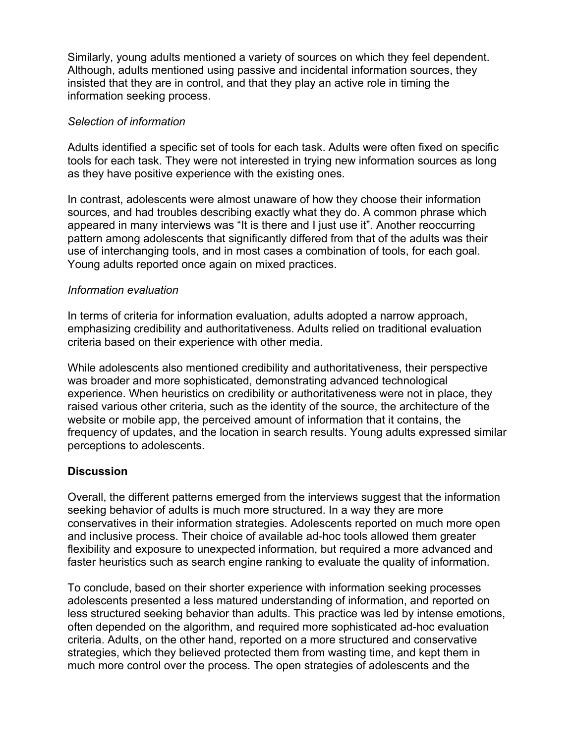Similarly, young adults mentioned a variety of sources on which they feel dependent. Although, adults mentioned using passive and incidental information sources, they insisted that they are in control, and that they play an active role in timing the information seeking process.

*Selection of information*

Adults identified a specific set of tools for each task. Adults were often fixed on specific tools for each task. They were not interested in trying new information sources as long as they have positive experience with the existing ones.

In contrast, adolescents were almost unaware of how they choose their information sources, and had troubles describing exactly what they do. A common phrase which appeared in many interviews was "It is there and I just use it". Another reoccurring pattern among adolescents that significantly differed from that of the adults was their use of interchanging tools, and in most cases a combination of tools, for each goal. Young adults reported once again on mixed practices.

*Information evaluation*

In terms of criteria for information evaluation, adults adopted a narrow approach, emphasizing credibility and authoritativeness. Adults relied on traditional evaluation criteria based on their experience with other media.

While adolescents also mentioned credibility and authoritativeness, their perspective was broader and more sophisticated, demonstrating advanced technological experience. When heuristics on credibility or authoritativeness were not in place, they raised various other criteria, such as the identity of the source, the architecture of the website or mobile app, the perceived amount of information that it contains, the frequency of updates, and the location in search results. Young adults expressed similar perceptions to adolescents.

**Discussion**

Overall, the different patterns emerged from the interviews suggest that the information seeking behavior of adults is much more structured. In a way they are more conservatives in their information strategies. Adolescents reported on much more open and inclusive process. Their choice of available ad-hoc tools allowed them greater flexibility and exposure to unexpected information, but required a more advanced and faster heuristics such as search engine ranking to evaluate the quality of information.

To conclude, based on their shorter experience with information seeking processes adolescents presented a less matured understanding of information, and reported on less structured seeking behavior than adults. This practice was led by intense emotions, often depended on the algorithm, and required more sophisticated ad-hoc evaluation criteria. Adults, on the other hand, reported on a more structured and conservative strategies, which they believed protected them from wasting time, and kept them in much more control over the process. The open strategies of adolescents and the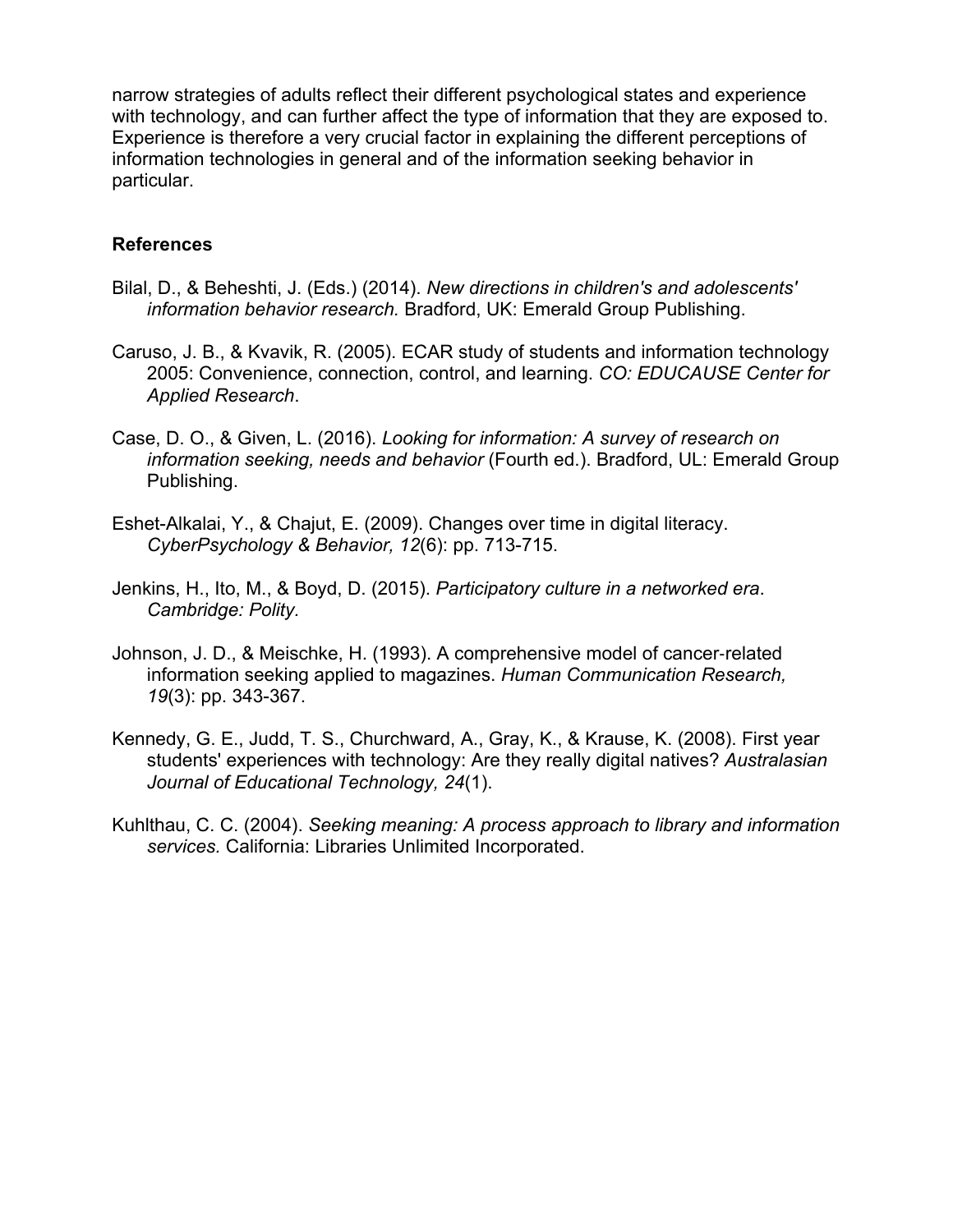narrow strategies of adults reflect their different psychological states and experience with technology, and can further affect the type of information that they are exposed to. Experience is therefore a very crucial factor in explaining the different perceptions of information technologies in general and of the information seeking behavior in particular.

**References**

Bilal, D., & Beheshti, J. (Eds.) (2014). *New directions in children's and adolescents' information behavior research.* Bradford, UK: Emerald Group Publishing.

Caruso, J. B., & Kvavik, R. (2005). ECAR study of students and information technology 2005: Convenience, connection, control, and learning. *CO: EDUCAUSE Center for Applied Research*.

Case, D. O., & Given, L. (2016). *Looking for information: A survey of research on information seeking, needs and behavior* (Fourth ed.). Bradford, UL: Emerald Group Publishing.

Eshet-Alkalai, Y., & Chajut, E. (2009). Changes over time in digital literacy. *CyberPsychology & Behavior, 12*(6): pp. 713-715.

Jenkins, H., Ito, M., & Boyd, D. (2015). *Participatory culture in a networked era*. *Cambridge: Polity*.

Johnson, J. D., & Meischke, H. (1993). A comprehensive model of cancer-related information seeking applied to magazines. *Human Communication Research, 19*(3): pp. 343-367.

Kennedy, G. E., Judd, T. S., Churchward, A., Gray, K., & Krause, K. (2008). First year students' experiences with technology: Are they really digital natives? *Australasian Journal of Educational Technology, 24*(1).

Kuhlthau, C. C. (2004). *Seeking meaning: A process approach to library and information services.* California: Libraries Unlimited Incorporated.